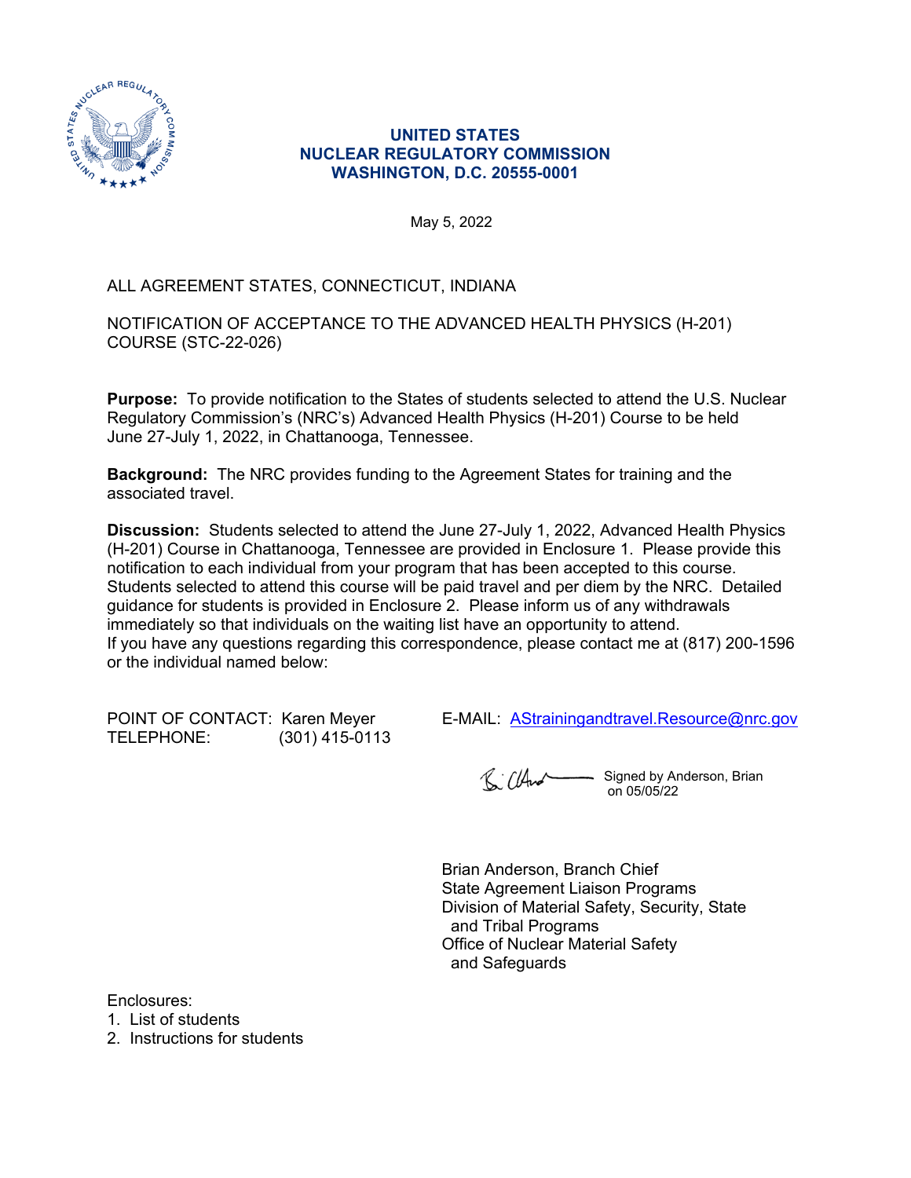**UNITED STATES**
**NUCLEAR REGULATORY COMMISSION**
**WASHINGTON, D.C. 20555-0001**

May 5, 2022

ALL AGREEMENT STATES, CONNECTICUT, INDIANA

NOTIFICATION OF ACCEPTANCE TO THE ADVANCED HEALTH PHYSICS (H-201) COURSE (STC-22-026)

**Purpose:** To provide notification to the States of students selected to attend the U.S. Nuclear Regulatory Commission's (NRC's) Advanced Health Physics (H-201) Course to be held June 27-July 1, 2022, in Chattanooga, Tennessee.

**Background:** The NRC provides funding to the Agreement States for training and the associated travel.

**Discussion:** Students selected to attend the June 27-July 1, 2022, Advanced Health Physics (H-201) Course in Chattanooga, Tennessee are provided in Enclosure 1. Please provide this notification to each individual from your program that has been accepted to this course. Students selected to attend this course will be paid travel and per diem by the NRC. Detailed guidance for students is provided in Enclosure 2. Please inform us of any withdrawals immediately so that individuals on the waiting list have an opportunity to attend.
If you have any questions regarding this correspondence, please contact me at (817) 200-1596 or the individual named below:

POINT OF CONTACT: Karen Meyer
TELEPHONE: (301) 415-0113

E-MAIL: AStrainingandtravel.Resource@nrc.gov

Signed by Anderson, Brian on 05/05/22

Brian Anderson, Branch Chief
State Agreement Liaison Programs
Division of Material Safety, Security, State and Tribal Programs
Office of Nuclear Material Safety and Safeguards

Enclosures:
1. List of students
2. Instructions for students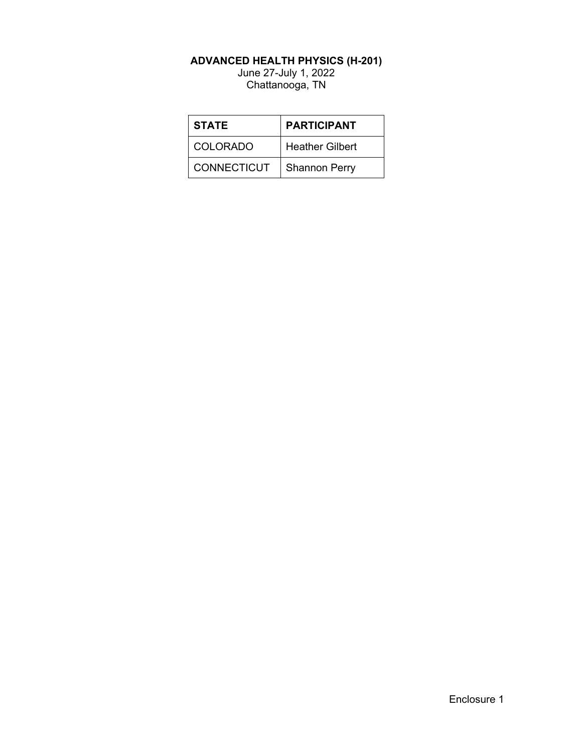**ADVANCED HEALTH PHYSICS (H-201)**

June 27-July 1, 2022

Chattanooga, TN

| **STATE** | **PARTICIPANT** |
| --- | --- |
| COLORADO | Heather Gilbert |
| CONNECTICUT | Shannon Perry |

Enclosure 1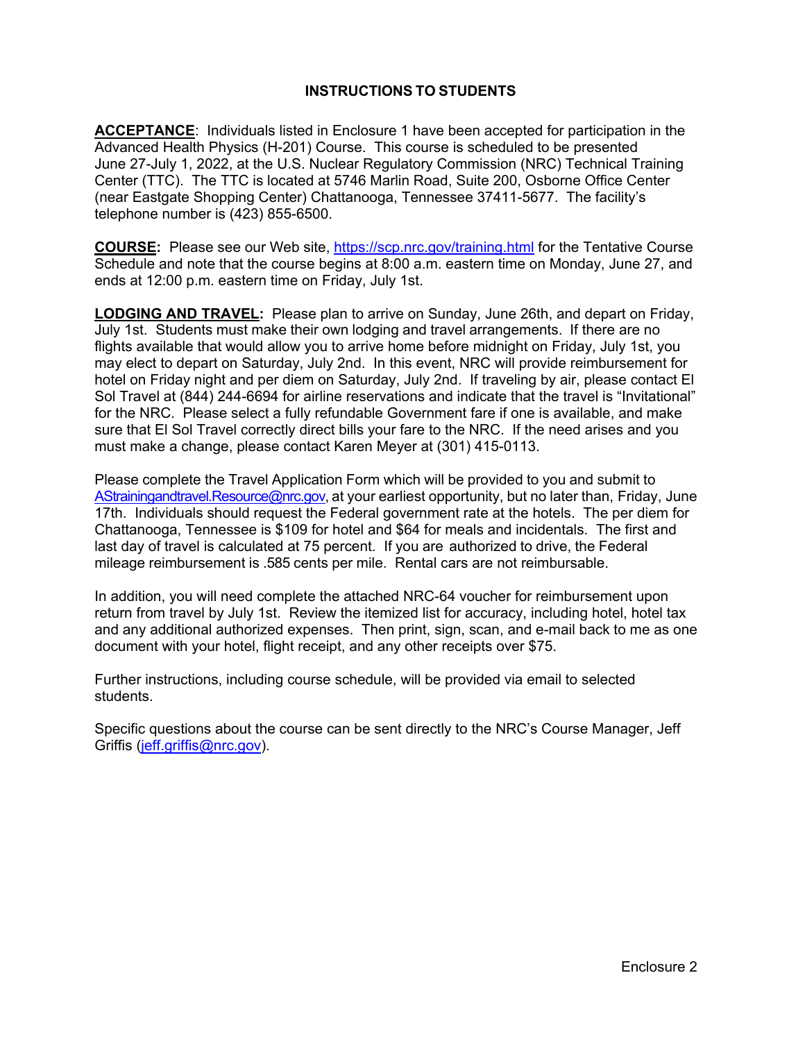# INSTRUCTIONS TO STUDENTS

**ACCEPTANCE**: Individuals listed in Enclosure 1 have been accepted for participation in the Advanced Health Physics (H-201) Course. This course is scheduled to be presented June 27-July 1, 2022, at the U.S. Nuclear Regulatory Commission (NRC) Technical Training Center (TTC). The TTC is located at 5746 Marlin Road, Suite 200, Osborne Office Center (near Eastgate Shopping Center) Chattanooga, Tennessee 37411-5677. The facility's telephone number is (423) 855-6500.

**COURSE:** Please see our Web site, https://scp.nrc.gov/training.html for the Tentative Course Schedule and note that the course begins at 8:00 a.m. eastern time on Monday, June 27, and ends at 12:00 p.m. eastern time on Friday, July 1st.

**LODGING AND TRAVEL:** Please plan to arrive on Sunday, June 26th, and depart on Friday, July 1st. Students must make their own lodging and travel arrangements. If there are no flights available that would allow you to arrive home before midnight on Friday, July 1st, you may elect to depart on Saturday, July 2nd. In this event, NRC will provide reimbursement for hotel on Friday night and per diem on Saturday, July 2nd. If traveling by air, please contact El Sol Travel at (844) 244-6694 for airline reservations and indicate that the travel is "Invitational" for the NRC. Please select a fully refundable Government fare if one is available, and make sure that El Sol Travel correctly direct bills your fare to the NRC. If the need arises and you must make a change, please contact Karen Meyer at (301) 415-0113.

Please complete the Travel Application Form which will be provided to you and submit to AStrainingandtravel.Resource@nrc.gov, at your earliest opportunity, but no later than, Friday, June 17th. Individuals should request the Federal government rate at the hotels. The per diem for Chattanooga, Tennessee is $109 for hotel and $64 for meals and incidentals. The first and last day of travel is calculated at 75 percent. If you are authorized to drive, the Federal mileage reimbursement is .585 cents per mile. Rental cars are not reimbursable.

In addition, you will need complete the attached NRC-64 voucher for reimbursement upon return from travel by July 1st. Review the itemized list for accuracy, including hotel, hotel tax and any additional authorized expenses. Then print, sign, scan, and e-mail back to me as one document with your hotel, flight receipt, and any other receipts over $75.

Further instructions, including course schedule, will be provided via email to selected students.

Specific questions about the course can be sent directly to the NRC's Course Manager, Jeff Griffis (jeff.griffis@nrc.gov).

Enclosure 2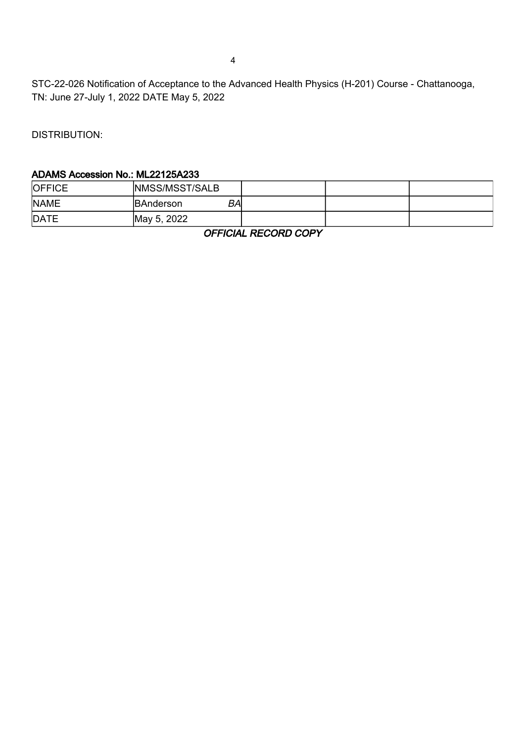STC-22-026 Notification of Acceptance to the Advanced Health Physics (H-201) Course - Chattanooga, TN: June 27-July 1, 2022 DATE May 5, 2022

DISTRIBUTION:

**ADAMS Accession No.: ML22125A233**

| | | | | |
|---|---|---|---|---|
| OFFICE | NMSS/MSST/SALB | | | |
| NAME | BAnderson *BA* | | | |
| DATE | May 5, 2022 | | | |

***OFFICIAL RECORD COPY***